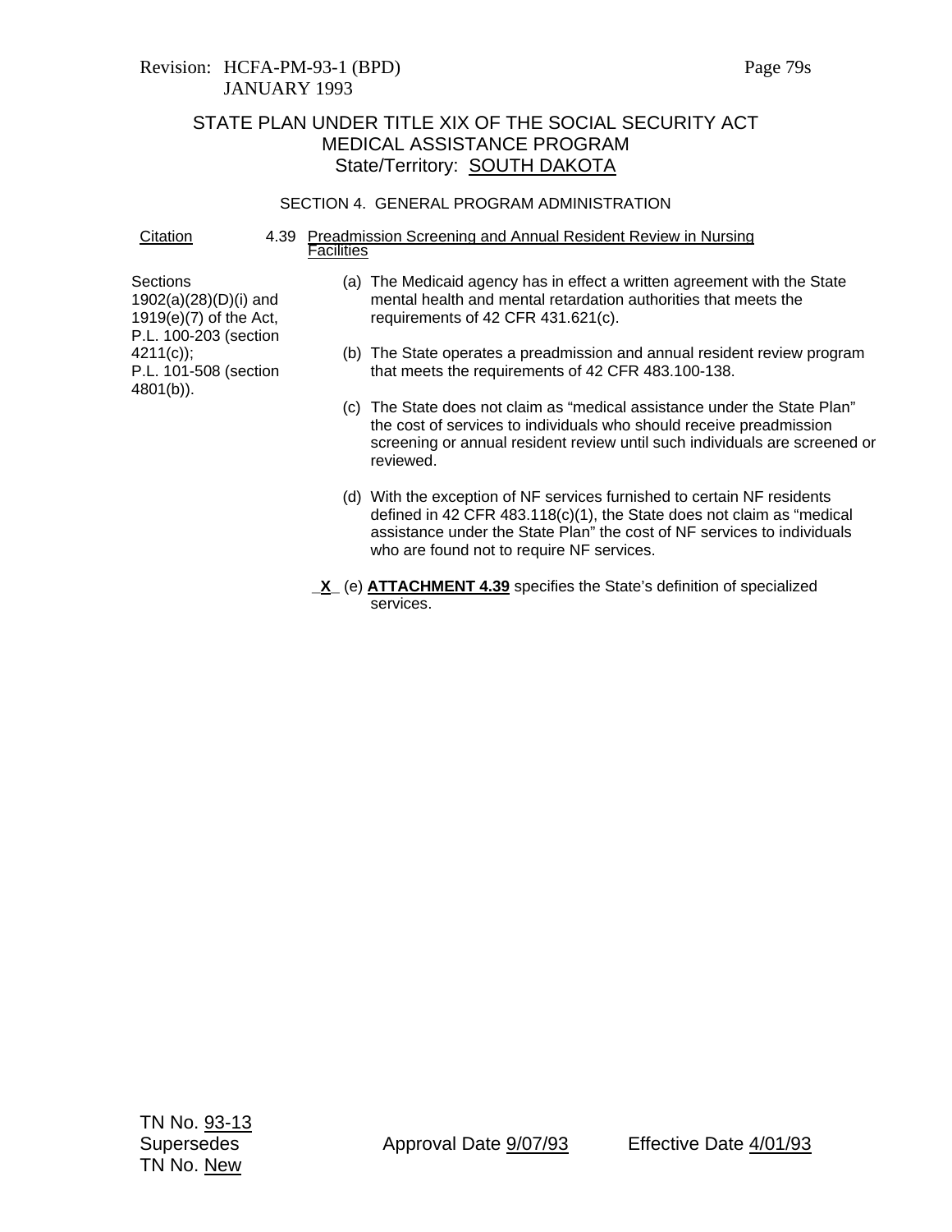Revision: HCFA-PM-93-1 (BPD)
JANUARY 1993

STATE PLAN UNDER TITLE XIX OF THE SOCIAL SECURITY ACT
MEDICAL ASSISTANCE PROGRAM
State/Territory: SOUTH DAKOTA

SECTION 4. GENERAL PROGRAM ADMINISTRATION

| Citation | 4.39 Preadmission Screening and Annual Resident Review in Nursing Facilities |
|---|---|
| Sections 1902(a)(28)(D)(i) and 1919(e)(7) of the Act, P.L. 100-203 (section 4211(c)); P.L. 101-508 (section 4801(b)). | (a) The Medicaid agency has in effect a written agreement with the State mental health and mental retardation authorities that meets the requirements of 42 CFR 431.621(c). |
| | (b) The State operates a preadmission and annual resident review program that meets the requirements of 42 CFR 483.100-138. |
| | (c) The State does not claim as "medical assistance under the State Plan" the cost of services to individuals who should receive preadmission screening or annual resident review until such individuals are screened or reviewed. |
| | (d) With the exception of NF services furnished to certain NF residents defined in 42 CFR 483.118(c)(1), the State does not claim as "medical assistance under the State Plan" the cost of NF services to individuals who are found not to require NF services. |
| | _X_ (e) **ATTACHMENT 4.39** specifies the State's definition of specialized services. |

TN No. 93-13
Supersedes
TN No. New

Approval Date 9/07/93

Effective Date 4/01/93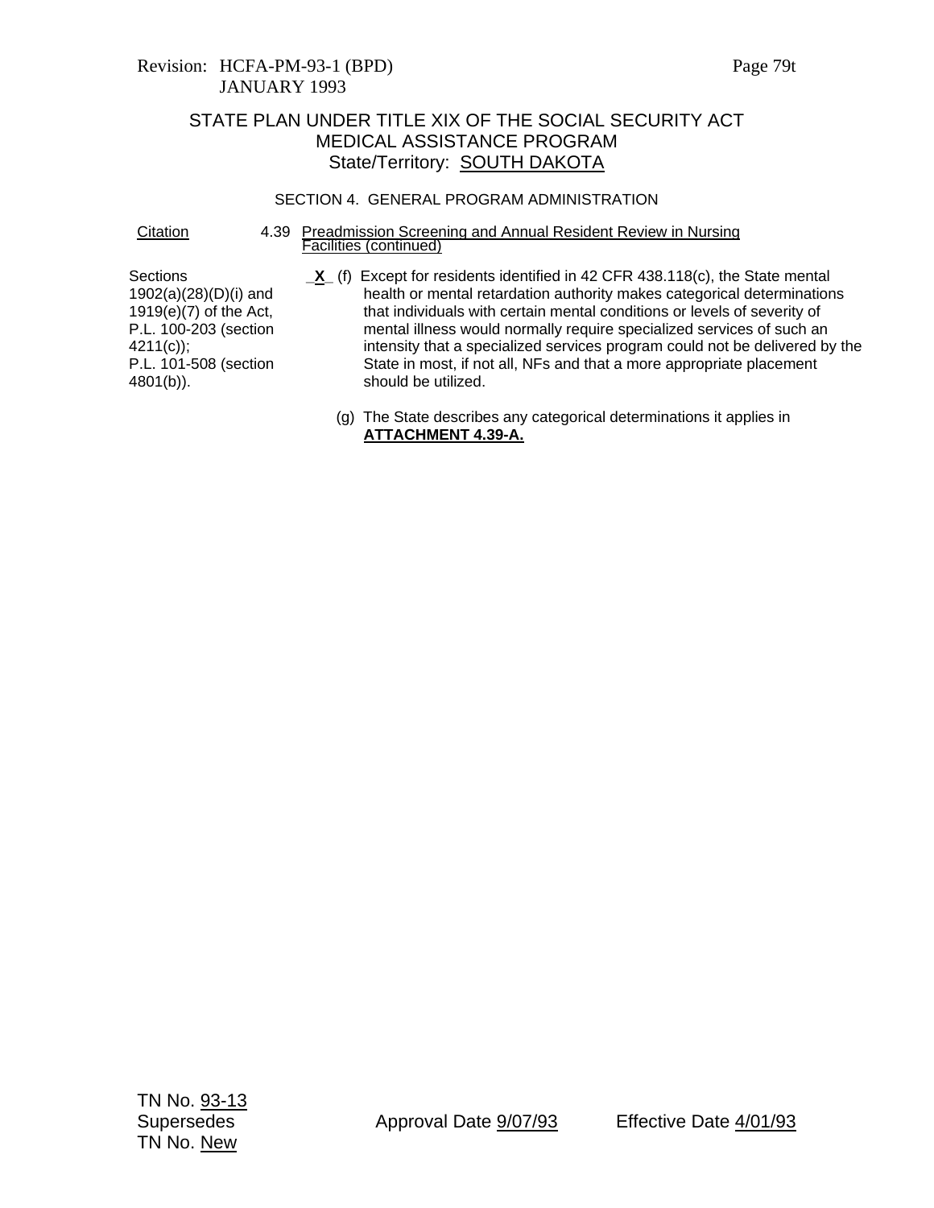STATE PLAN UNDER TITLE XIX OF THE SOCIAL SECURITY ACT
MEDICAL ASSISTANCE PROGRAM
State/Territory: SOUTH DAKOTA

SECTION 4. GENERAL PROGRAM ADMINISTRATION

| Citation | 4.39 Preadmission Screening and Annual Resident Review in Nursing Facilities (continued) |
| --- | --- |
| Sections 1902(a)(28)(D)(i) and 1919(e)(7) of the Act, P.L. 100-203 (section 4211(c)); P.L. 101-508 (section 4801(b)). | _**X**_ (f) Except for residents identified in 42 CFR 438.118(c), the State mental health or mental retardation authority makes categorical determinations that individuals with certain mental conditions or levels of severity of mental illness would normally require specialized services of such an intensity that a specialized services program could not be delivered by the State in most, if not all, NFs and that a more appropriate placement should be utilized. |
| | (g) The State describes any categorical determinations it applies in **ATTACHMENT 4.39-A.** |

TN No. 93-13
Supersedes
TN No. New

Approval Date 9/07/93

Effective Date 4/01/93